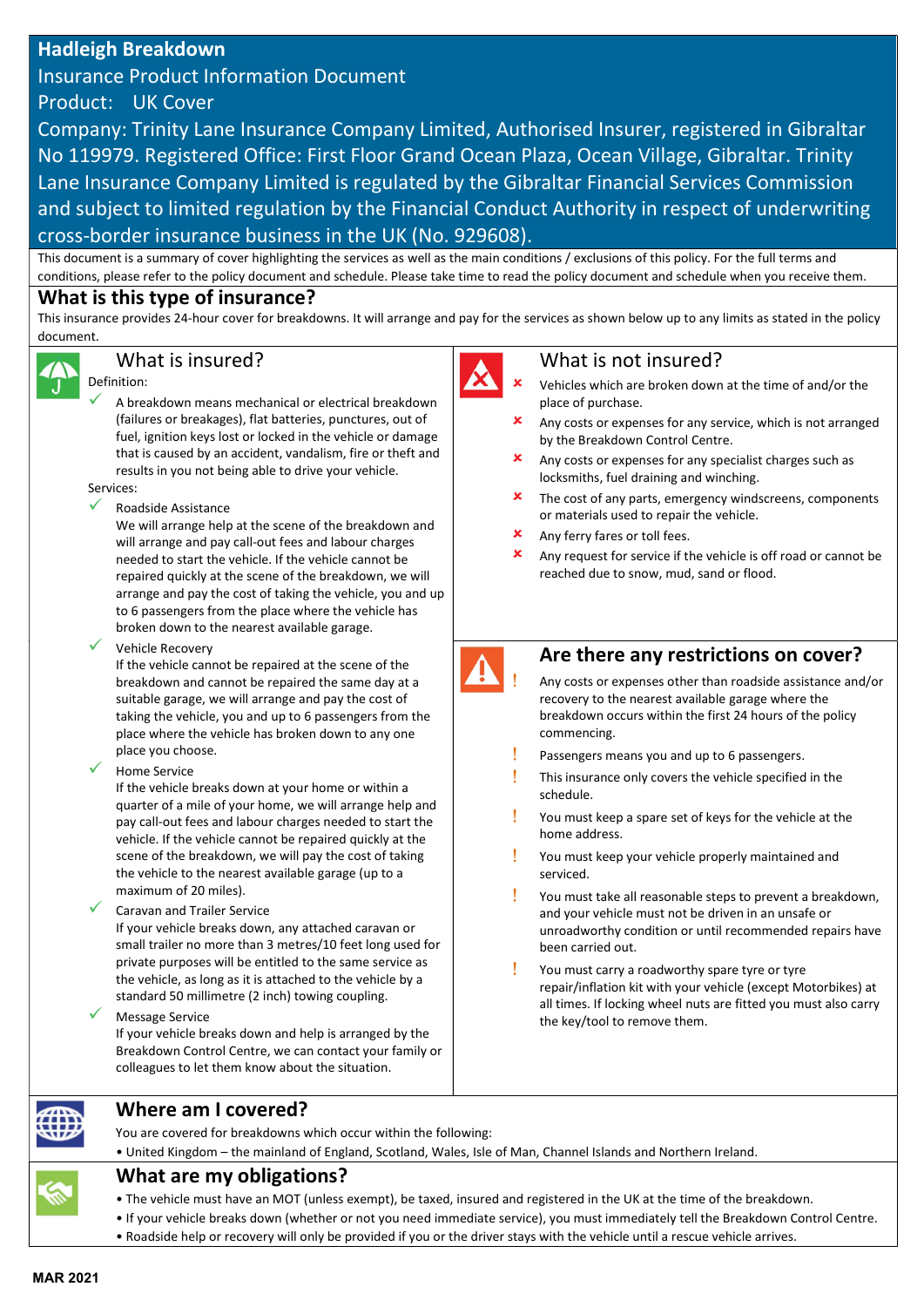# Hadleigh Breakdown

Insurance Product Information Document

Product: UK Cover

Company: Trinity Lane Insurance Company Limited, Authorised Insurer, registered in Gibraltar No 119979. Registered Office: First Floor Grand Ocean Plaza, Ocean Village, Gibraltar. Trinity Lane Insurance Company Limited is regulated by the Gibraltar Financial Services Commission and subject to limited regulation by the Financial Conduct Authority in respect of underwriting cross-border insurance business in the UK (No. 929608).

This document is a summary of cover highlighting the services as well as the main conditions / exclusions of this policy. For the full terms and conditions, please refer to the policy document and schedule. Please take time to read the policy document and schedule when you receive them.

## What is this type of insurance?

This insurance provides 24-hour cover for breakdowns. It will arrange and pay for the services as shown below up to any limits as stated in the policy document.

## What is insured?

Definition:

- ✓ A breakdown means mechanical or electrical breakdown (failures or breakages), flat batteries, punctures, out of fuel, ignition keys lost or locked in the vehicle or damage that is caused by an accident, vandalism, fire or theft and results in you not being able to drive your vehicle.

Services:

- ✓ Roadside Assistance
  We will arrange help at the scene of the breakdown and will arrange and pay call-out fees and labour charges needed to start the vehicle. If the vehicle cannot be repaired quickly at the scene of the breakdown, we will arrange and pay the cost of taking the vehicle, you and up to 6 passengers from the place where the vehicle has broken down to the nearest available garage.
- ✓ Vehicle Recovery
  If the vehicle cannot be repaired at the scene of the breakdown and cannot be repaired the same day at a suitable garage, we will arrange and pay the cost of taking the vehicle, you and up to 6 passengers from the place where the vehicle has broken down to any one place you choose.
- ✓ Home Service
  If the vehicle breaks down at your home or within a quarter of a mile of your home, we will arrange help and pay call-out fees and labour charges needed to start the vehicle. If the vehicle cannot be repaired quickly at the scene of the breakdown, we will pay the cost of taking the vehicle to the nearest available garage (up to a maximum of 20 miles).
- ✓ Caravan and Trailer Service
  If your vehicle breaks down, any attached caravan or small trailer no more than 3 metres/10 feet long used for private purposes will be entitled to the same service as the vehicle, as long as it is attached to the vehicle by a standard 50 millimetre (2 inch) towing coupling.
- ✓ Message Service
  If your vehicle breaks down and help is arranged by the Breakdown Control Centre, we can contact your family or colleagues to let them know about the situation.

## What is not insured?

- ✗ Vehicles which are broken down at the time of and/or the place of purchase.
- ✗ Any costs or expenses for any service, which is not arranged by the Breakdown Control Centre.
- ✗ Any costs or expenses for any specialist charges such as locksmiths, fuel draining and winching.
- ✗ The cost of any parts, emergency windscreens, components or materials used to repair the vehicle.
- ✗ Any ferry fares or toll fees.
- ✗ Any request for service if the vehicle is off road or cannot be reached due to snow, mud, sand or flood.

## Are there any restrictions on cover?

- ! Any costs or expenses other than roadside assistance and/or recovery to the nearest available garage where the breakdown occurs within the first 24 hours of the policy commencing.
- ! Passengers means you and up to 6 passengers.
- ! This insurance only covers the vehicle specified in the schedule.
- ! You must keep a spare set of keys for the vehicle at the home address.
- ! You must keep your vehicle properly maintained and serviced.
- ! You must take all reasonable steps to prevent a breakdown, and your vehicle must not be driven in an unsafe or unroadworthy condition or until recommended repairs have been carried out.
- ! You must carry a roadworthy spare tyre or tyre repair/inflation kit with your vehicle (except Motorbikes) at all times. If locking wheel nuts are fitted you must also carry the key/tool to remove them.

## Where am I covered?

You are covered for breakdowns which occur within the following:

- United Kingdom – the mainland of England, Scotland, Wales, Isle of Man, Channel Islands and Northern Ireland.

## What are my obligations?

- The vehicle must have an MOT (unless exempt), be taxed, insured and registered in the UK at the time of the breakdown.
- If your vehicle breaks down (whether or not you need immediate service), you must immediately tell the Breakdown Control Centre.
- Roadside help or recovery will only be provided if you or the driver stays with the vehicle until a rescue vehicle arrives.

MAR 2021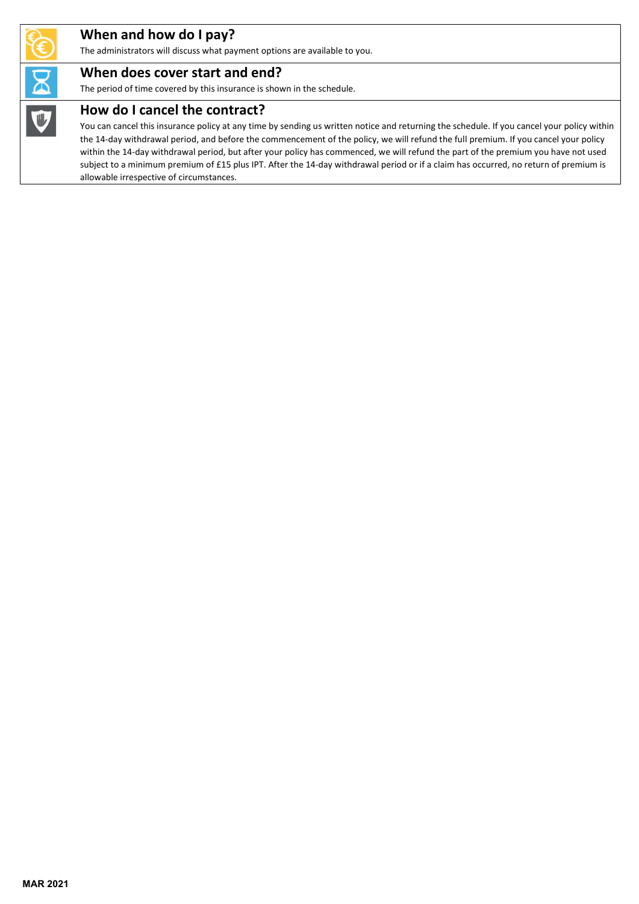## When and how do I pay?

The administrators will discuss what payment options are available to you.

## When does cover start and end?

The period of time covered by this insurance is shown in the schedule.

## How do I cancel the contract?

You can cancel this insurance policy at any time by sending us written notice and returning the schedule. If you cancel your policy within the 14-day withdrawal period, and before the commencement of the policy, we will refund the full premium. If you cancel your policy within the 14-day withdrawal period, but after your policy has commenced, we will refund the part of the premium you have not used subject to a minimum premium of £15 plus IPT. After the 14-day withdrawal period or if a claim has occurred, no return of premium is allowable irrespective of circumstances.

**MAR 2021**